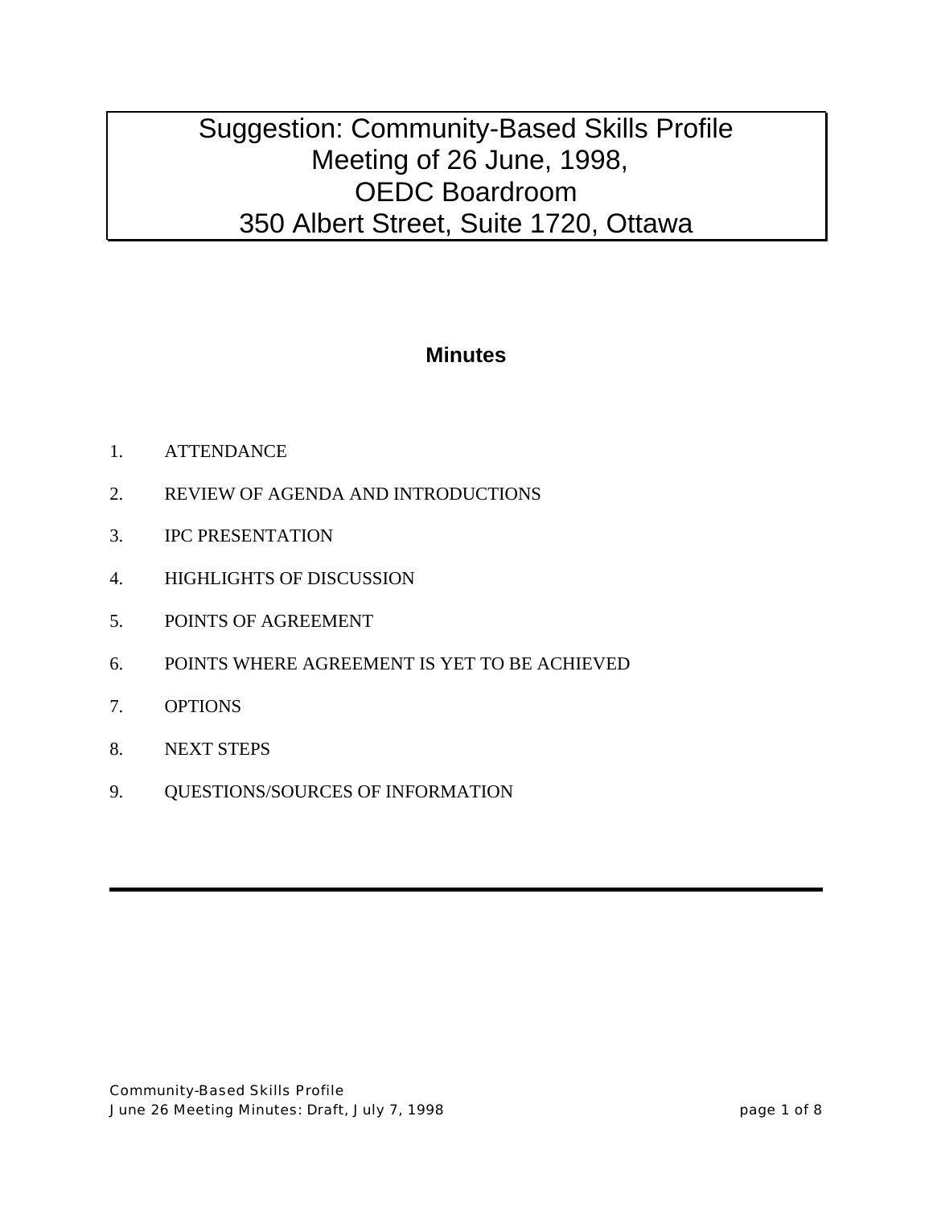# Suggestion: Community-Based Skills Profile
# Meeting of 26 June, 1998,
# OEDC Boardroom
# 350 Albert Street, Suite 1720, Ottawa

## Minutes

1. ATTENDANCE
2. REVIEW OF AGENDA AND INTRODUCTIONS
3. IPC PRESENTATION
4. HIGHLIGHTS OF DISCUSSION
5. POINTS OF AGREEMENT
6. POINTS WHERE AGREEMENT IS YET TO BE ACHIEVED
7. OPTIONS
8. NEXT STEPS
9. QUESTIONS/SOURCES OF INFORMATION

---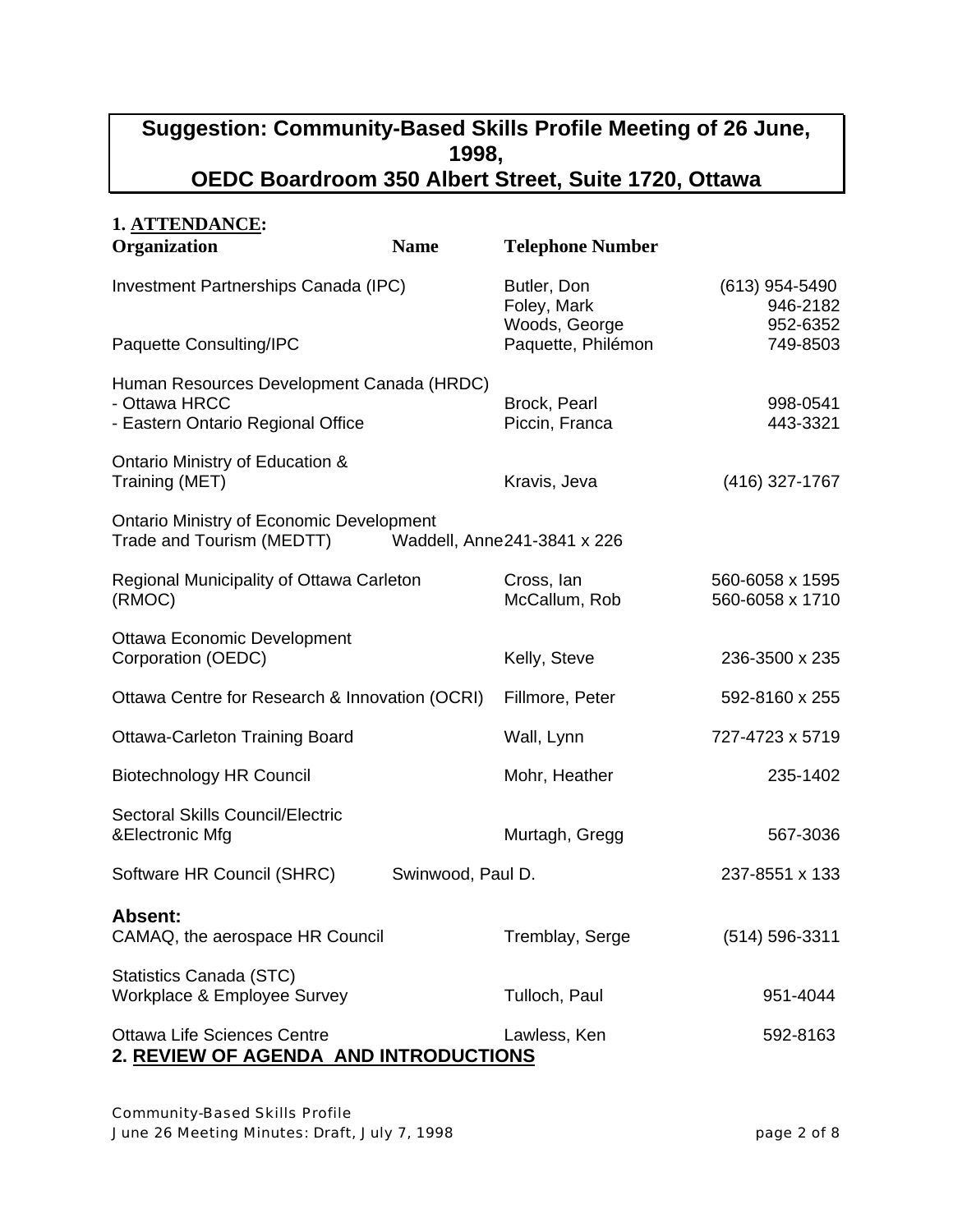# Suggestion: Community-Based Skills Profile Meeting of 26 June, 1998, OEDC Boardroom 350 Albert Street, Suite 1720, Ottawa

## 1. ATTENDANCE:

| Organization | Name | Telephone Number |
|---|---|---|
| Investment Partnerships Canada (IPC) | Butler, Don | (613) 954-5490 |
| | Foley, Mark | 946-2182 |
| | Woods, George | 952-6352 |
| Paquette Consulting/IPC | Paquette, Philémon | 749-8503 |
| Human Resources Development Canada (HRDC) | | |
| - Ottawa HRCC | Brock, Pearl | 998-0541 |
| - Eastern Ontario Regional Office | Piccin, Franca | 443-3321 |
| Ontario Ministry of Education & Training (MET) | Kravis, Jeva | (416) 327-1767 |
| Ontario Ministry of Economic Development Trade and Tourism (MEDTT) | Waddell, Anne | 241-3841 x 226 |
| Regional Municipality of Ottawa Carleton (RMOC) | Cross, Ian | 560-6058 x 1595 |
| | McCallum, Rob | 560-6058 x 1710 |
| Ottawa Economic Development Corporation (OEDC) | Kelly, Steve | 236-3500 x 235 |
| Ottawa Centre for Research & Innovation (OCRI) | Fillmore, Peter | 592-8160 x 255 |
| Ottawa-Carleton Training Board | Wall, Lynn | 727-4723 x 5719 |
| Biotechnology HR Council | Mohr, Heather | 235-1402 |
| Sectoral Skills Council/Electric &Electronic Mfg | Murtagh, Gregg | 567-3036 |
| Software HR Council (SHRC) | Swinwood, Paul D. | 237-8551 x 133 |

**Absent:**

| Organization | Name | Telephone Number |
|---|---|---|
| CAMAQ, the aerospace HR Council | Tremblay, Serge | (514) 596-3311 |
| Statistics Canada (STC) Workplace & Employee Survey | Tulloch, Paul | 951-4044 |
| Ottawa Life Sciences Centre | Lawless, Ken | 592-8163 |

## 2. REVIEW OF AGENDA AND INTRODUCTIONS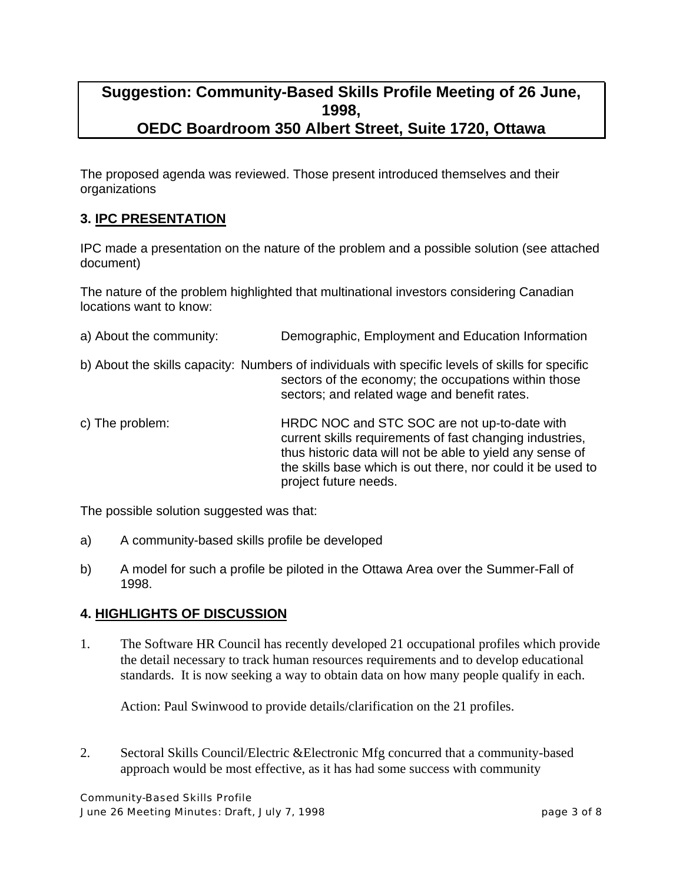## Suggestion: Community-Based Skills Profile Meeting of 26 June, 1998, OEDC Boardroom 350 Albert Street, Suite 1720, Ottawa

The proposed agenda was reviewed. Those present introduced themselves and their organizations

### 3. IPC PRESENTATION

IPC made a presentation on the nature of the problem and a possible solution (see attached document)

The nature of the problem highlighted that multinational investors considering Canadian locations want to know:

a) About the community: Demographic, Employment and Education Information

b) About the skills capacity: Numbers of individuals with specific levels of skills for specific sectors of the economy; the occupations within those sectors; and related wage and benefit rates.

c) The problem: HRDC NOC and STC SOC are not up-to-date with current skills requirements of fast changing industries, thus historic data will not be able to yield any sense of the skills base which is out there, nor could it be used to project future needs.

The possible solution suggested was that:

a) A community-based skills profile be developed

b) A model for such a profile be piloted in the Ottawa Area over the Summer-Fall of 1998.

### 4. HIGHLIGHTS OF DISCUSSION

1. The Software HR Council has recently developed 21 occupational profiles which provide the detail necessary to track human resources requirements and to develop educational standards. It is now seeking a way to obtain data on how many people qualify in each.

   Action: Paul Swinwood to provide details/clarification on the 21 profiles.

2. Sectoral Skills Council/Electric &Electronic Mfg concurred that a community-based approach would be most effective, as it has had some success with community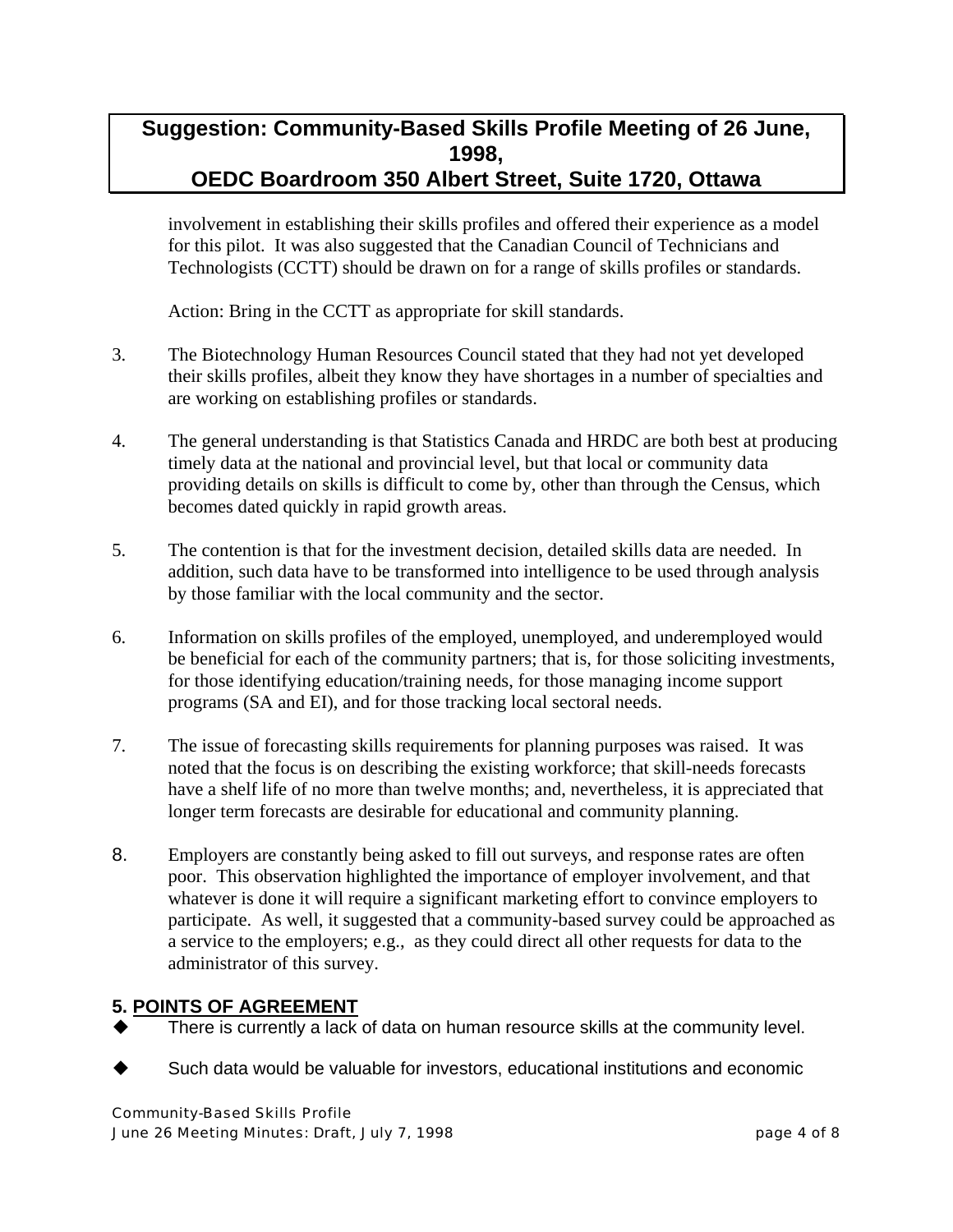involvement in establishing their skills profiles and offered their experience as a model for this pilot. It was also suggested that the Canadian Council of Technicians and Technologists (CCTT) should be drawn on for a range of skills profiles or standards.

Action: Bring in the CCTT as appropriate for skill standards.

3. The Biotechnology Human Resources Council stated that they had not yet developed their skills profiles, albeit they know they have shortages in a number of specialties and are working on establishing profiles or standards.

4. The general understanding is that Statistics Canada and HRDC are both best at producing timely data at the national and provincial level, but that local or community data providing details on skills is difficult to come by, other than through the Census, which becomes dated quickly in rapid growth areas.

5. The contention is that for the investment decision, detailed skills data are needed. In addition, such data have to be transformed into intelligence to be used through analysis by those familiar with the local community and the sector.

6. Information on skills profiles of the employed, unemployed, and underemployed would be beneficial for each of the community partners; that is, for those soliciting investments, for those identifying education/training needs, for those managing income support programs (SA and EI), and for those tracking local sectoral needs.

7. The issue of forecasting skills requirements for planning purposes was raised. It was noted that the focus is on describing the existing workforce; that skill-needs forecasts have a shelf life of no more than twelve months; and, nevertheless, it is appreciated that longer term forecasts are desirable for educational and community planning.

8. Employers are constantly being asked to fill out surveys, and response rates are often poor. This observation highlighted the importance of employer involvement, and that whatever is done it will require a significant marketing effort to convince employers to participate. As well, it suggested that a community-based survey could be approached as a service to the employers; e.g., as they could direct all other requests for data to the administrator of this survey.

## 5. POINTS OF AGREEMENT

- There is currently a lack of data on human resource skills at the community level.
- Such data would be valuable for investors, educational institutions and economic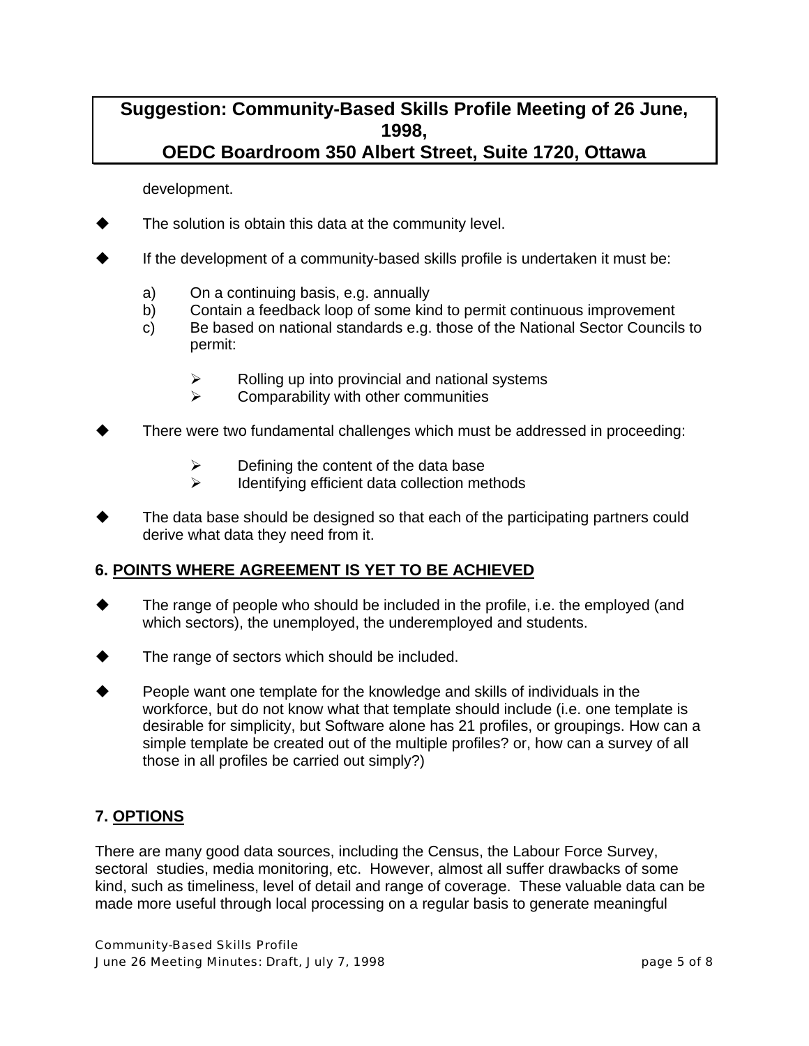development.

- The solution is obtain this data at the community level.

- If the development of a community-based skills profile is undertaken it must be:

  a) On a continuing basis, e.g. annually
  b) Contain a feedback loop of some kind to permit continuous improvement
  c) Be based on national standards e.g. those of the National Sector Councils to permit:

     - Rolling up into provincial and national systems
     - Comparability with other communities

- There were two fundamental challenges which must be addressed in proceeding:

     - Defining the content of the data base
     - Identifying efficient data collection methods

- The data base should be designed so that each of the participating partners could derive what data they need from it.

## 6. POINTS WHERE AGREEMENT IS YET TO BE ACHIEVED

- The range of people who should be included in the profile, i.e. the employed (and which sectors), the unemployed, the underemployed and students.

- The range of sectors which should be included.

- People want one template for the knowledge and skills of individuals in the workforce, but do not know what that template should include (i.e. one template is desirable for simplicity, but Software alone has 21 profiles, or groupings. How can a simple template be created out of the multiple profiles? or, how can a survey of all those in all profiles be carried out simply?)

## 7. OPTIONS

There are many good data sources, including the Census, the Labour Force Survey, sectoral studies, media monitoring, etc. However, almost all suffer drawbacks of some kind, such as timeliness, level of detail and range of coverage. These valuable data can be made more useful through local processing on a regular basis to generate meaningful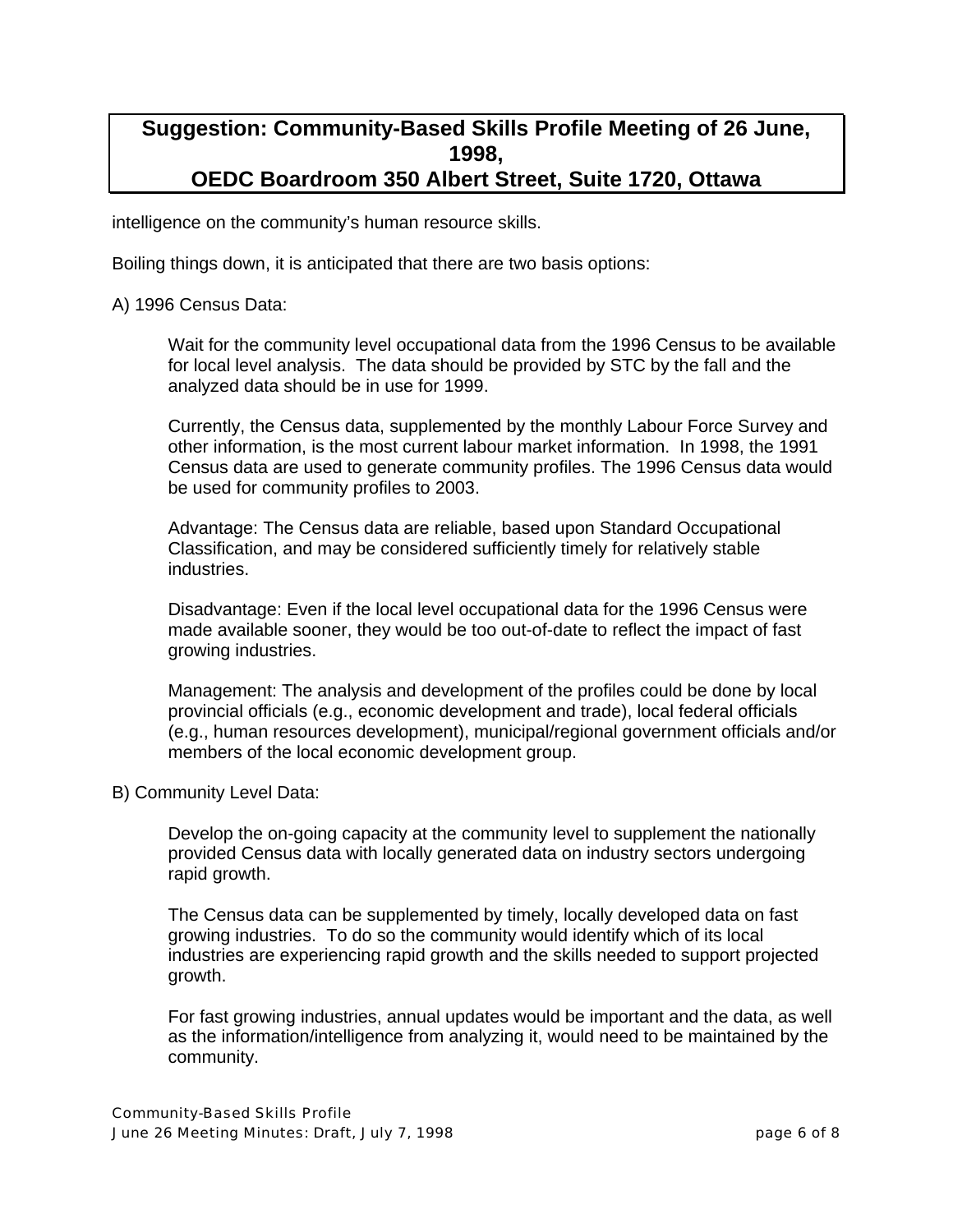intelligence on the community's human resource skills.

Boiling things down, it is anticipated that there are two basis options:

A) 1996 Census Data:

> Wait for the community level occupational data from the 1996 Census to be available for local level analysis. The data should be provided by STC by the fall and the analyzed data should be in use for 1999.
>
> Currently, the Census data, supplemented by the monthly Labour Force Survey and other information, is the most current labour market information. In 1998, the 1991 Census data are used to generate community profiles. The 1996 Census data would be used for community profiles to 2003.
>
> Advantage: The Census data are reliable, based upon Standard Occupational Classification, and may be considered sufficiently timely for relatively stable industries.
>
> Disadvantage: Even if the local level occupational data for the 1996 Census were made available sooner, they would be too out-of-date to reflect the impact of fast growing industries.
>
> Management: The analysis and development of the profiles could be done by local provincial officials (e.g., economic development and trade), local federal officials (e.g., human resources development), municipal/regional government officials and/or members of the local economic development group.

B) Community Level Data:

> Develop the on-going capacity at the community level to supplement the nationally provided Census data with locally generated data on industry sectors undergoing rapid growth.
>
> The Census data can be supplemented by timely, locally developed data on fast growing industries. To do so the community would identify which of its local industries are experiencing rapid growth and the skills needed to support projected growth.
>
> For fast growing industries, annual updates would be important and the data, as well as the information/intelligence from analyzing it, would need to be maintained by the community.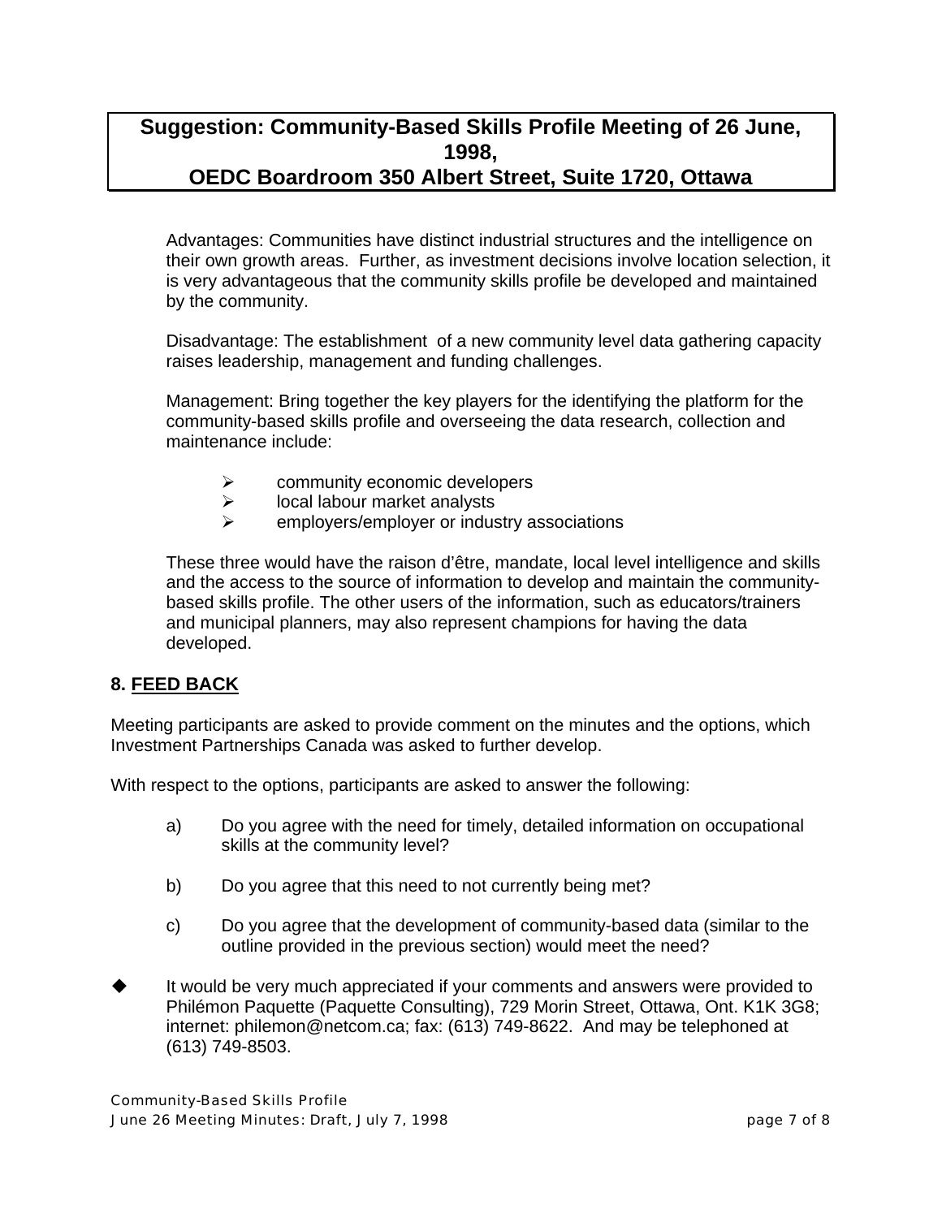**Suggestion: Community-Based Skills Profile Meeting of 26 June, 1998, OEDC Boardroom 350 Albert Street, Suite 1720, Ottawa**

Advantages: Communities have distinct industrial structures and the intelligence on their own growth areas. Further, as investment decisions involve location selection, it is very advantageous that the community skills profile be developed and maintained by the community.

Disadvantage: The establishment of a new community level data gathering capacity raises leadership, management and funding challenges.

Management: Bring together the key players for the identifying the platform for the community-based skills profile and overseeing the data research, collection and maintenance include:

- community economic developers
- local labour market analysts
- employers/employer or industry associations

These three would have the raison d'être, mandate, local level intelligence and skills and the access to the source of information to develop and maintain the community-based skills profile. The other users of the information, such as educators/trainers and municipal planners, may also represent champions for having the data developed.

## 8. FEED BACK

Meeting participants are asked to provide comment on the minutes and the options, which Investment Partnerships Canada was asked to further develop.

With respect to the options, participants are asked to answer the following:

a) Do you agree with the need for timely, detailed information on occupational skills at the community level?

b) Do you agree that this need to not currently being met?

c) Do you agree that the development of community-based data (similar to the outline provided in the previous section) would meet the need?

- It would be very much appreciated if your comments and answers were provided to Philémon Paquette (Paquette Consulting), 729 Morin Street, Ottawa, Ont. K1K 3G8; internet: philemon@netcom.ca; fax: (613) 749-8622. And may be telephoned at (613) 749-8503.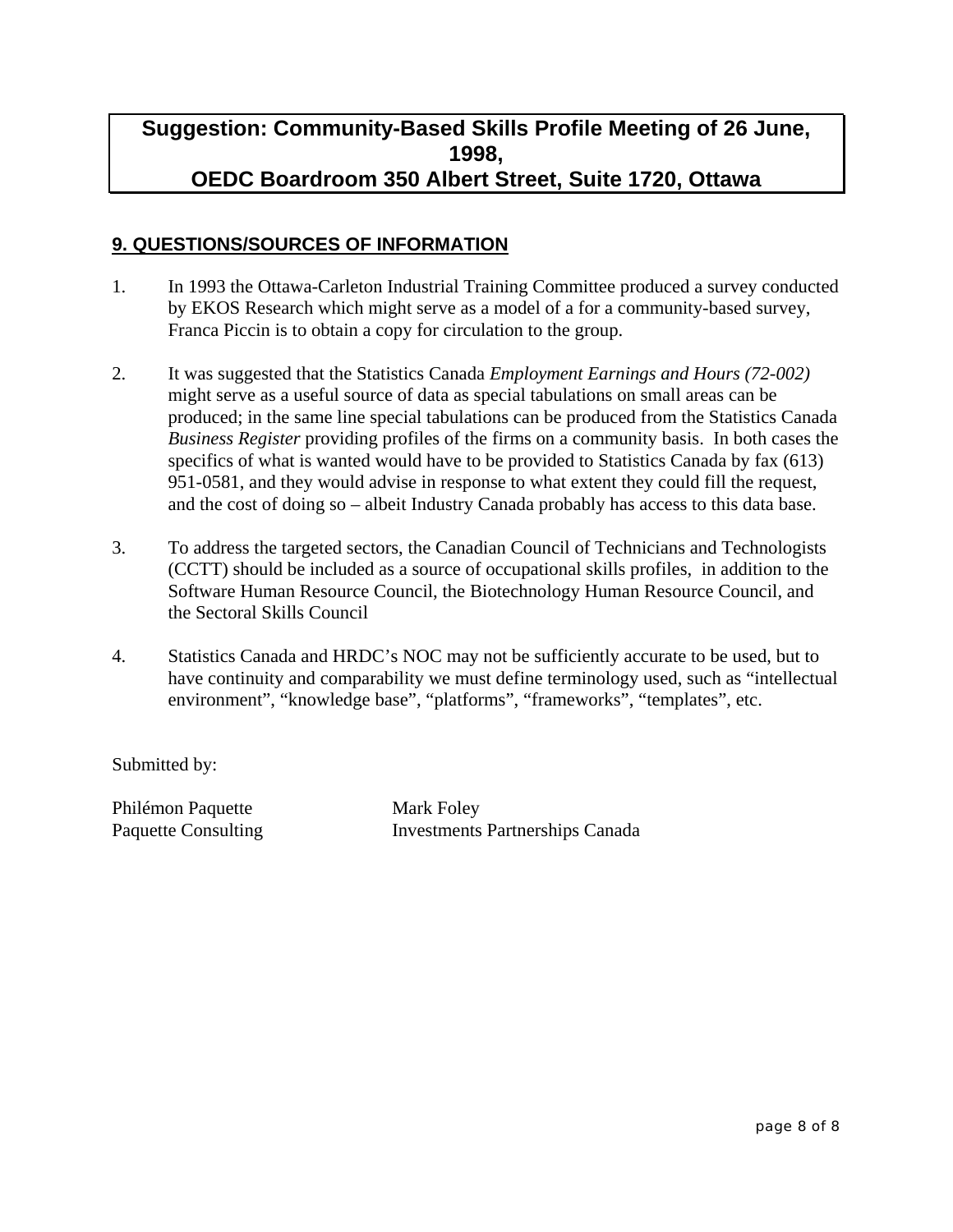**Suggestion: Community-Based Skills Profile Meeting of 26 June, 1998, OEDC Boardroom 350 Albert Street, Suite 1720, Ottawa**

## 9. QUESTIONS/SOURCES OF INFORMATION

1. In 1993 the Ottawa-Carleton Industrial Training Committee produced a survey conducted by EKOS Research which might serve as a model of a for a community-based survey, Franca Piccin is to obtain a copy for circulation to the group.

2. It was suggested that the Statistics Canada *Employment Earnings and Hours (72-002)* might serve as a useful source of data as special tabulations on small areas can be produced; in the same line special tabulations can be produced from the Statistics Canada *Business Register* providing profiles of the firms on a community basis. In both cases the specifics of what is wanted would have to be provided to Statistics Canada by fax (613) 951-0581, and they would advise in response to what extent they could fill the request, and the cost of doing so – albeit Industry Canada probably has access to this data base.

3. To address the targeted sectors, the Canadian Council of Technicians and Technologists (CCTT) should be included as a source of occupational skills profiles, in addition to the Software Human Resource Council, the Biotechnology Human Resource Council, and the Sectoral Skills Council

4. Statistics Canada and HRDC's NOC may not be sufficiently accurate to be used, but to have continuity and comparability we must define terminology used, such as "intellectual environment", "knowledge base", "platforms", "frameworks", "templates", etc.

Submitted by:

Philémon Paquette
Paquette Consulting

Mark Foley
Investments Partnerships Canada